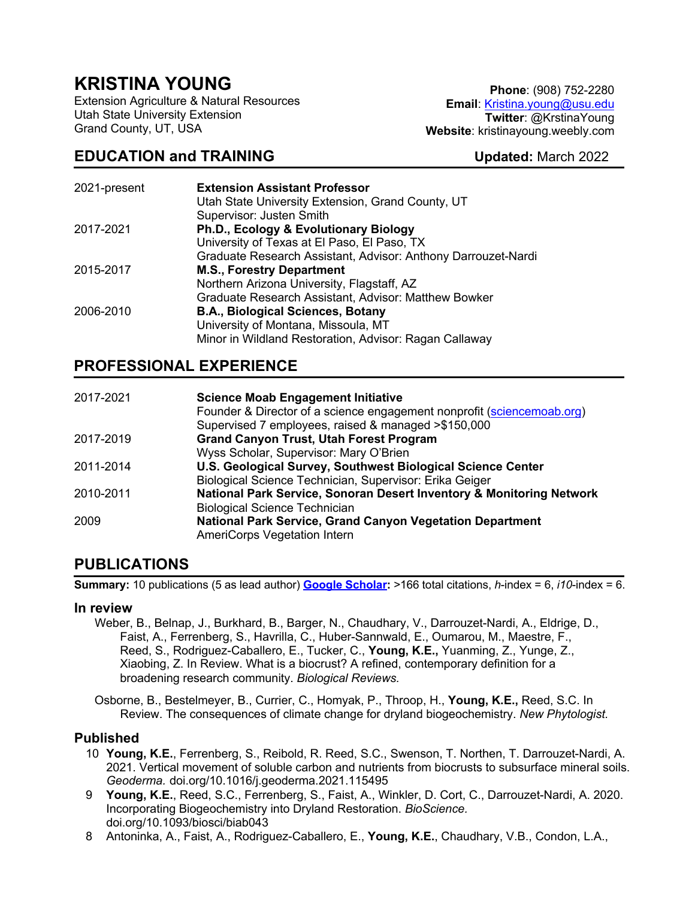# KRISTINA YOUNG

Extension Agriculture & Natural Resources
Utah State University Extension
Grand County, UT, USA

**Phone**: (908) 752-2280
**Email**: Kristina.young@usu.edu
**Twitter**: @KrstinaYoung
**Website**: kristinayoung.weebly.com

## EDUCATION and TRAINING

**Updated:** March 2022

| | |
|---|---|
| 2021-present | **Extension Assistant Professor**<br>Utah State University Extension, Grand County, UT<br>Supervisor: Justen Smith |
| 2017-2021 | **Ph.D., Ecology & Evolutionary Biology**<br>University of Texas at El Paso, El Paso, TX<br>Graduate Research Assistant, Advisor: Anthony Darrouzet-Nardi |
| 2015-2017 | **M.S., Forestry Department**<br>Northern Arizona University, Flagstaff, AZ<br>Graduate Research Assistant, Advisor: Matthew Bowker |
| 2006-2010 | **B.A., Biological Sciences, Botany**<br>University of Montana, Missoula, MT<br>Minor in Wildland Restoration, Advisor: Ragan Callaway |

## PROFESSIONAL EXPERIENCE

| | |
|---|---|
| 2017-2021 | **Science Moab Engagement Initiative**<br>Founder & Director of a science engagement nonprofit (sciencemoab.org)<br>Supervised 7 employees, raised & managed >$150,000 |
| 2017-2019 | **Grand Canyon Trust, Utah Forest Program**<br>Wyss Scholar, Supervisor: Mary O'Brien |
| 2011-2014 | **U.S. Geological Survey, Southwest Biological Science Center**<br>Biological Science Technician, Supervisor: Erika Geiger |
| 2010-2011 | **National Park Service, Sonoran Desert Inventory & Monitoring Network**<br>Biological Science Technician |
| 2009 | **National Park Service, Grand Canyon Vegetation Department**<br>AmeriCorps Vegetation Intern |

## PUBLICATIONS

**Summary:** 10 publications (5 as lead author) **Google Scholar:** >166 total citations, *h*-index = 6, *i10*-index = 6.

### In review

Weber, B., Belnap, J., Burkhard, B., Barger, N., Chaudhary, V., Darrouzet-Nardi, A., Eldrige, D., Faist, A., Ferrenberg, S., Havrilla, C., Huber-Sannwald, E., Oumarou, M., Maestre, F., Reed, S., Rodriguez-Caballero, E., Tucker, C., **Young, K.E.,** Yuanming, Z., Yunge, Z., Xiaobing, Z. In Review. What is a biocrust? A refined, contemporary definition for a broadening research community. *Biological Reviews.*

Osborne, B., Bestelmeyer, B., Currier, C., Homyak, P., Throop, H., **Young, K.E.,** Reed, S.C. In Review. The consequences of climate change for dryland biogeochemistry. *New Phytologist.*

### Published

10 **Young, K.E.**, Ferrenberg, S., Reibold, R. Reed, S.C., Swenson, T. Northen, T. Darrouzet-Nardi, A. 2021. Vertical movement of soluble carbon and nutrients from biocrusts to subsurface mineral soils. *Geoderma.* doi.org/10.1016/j.geoderma.2021.115495

9 **Young, K.E.**, Reed, S.C., Ferrenberg, S., Faist, A., Winkler, D. Cort, C., Darrouzet-Nardi, A. 2020. Incorporating Biogeochemistry into Dryland Restoration. *BioScience.* doi.org/10.1093/biosci/biab043

8 Antoninka, A., Faist, A., Rodriguez-Caballero, E., **Young, K.E.**, Chaudhary, V.B., Condon, L.A.,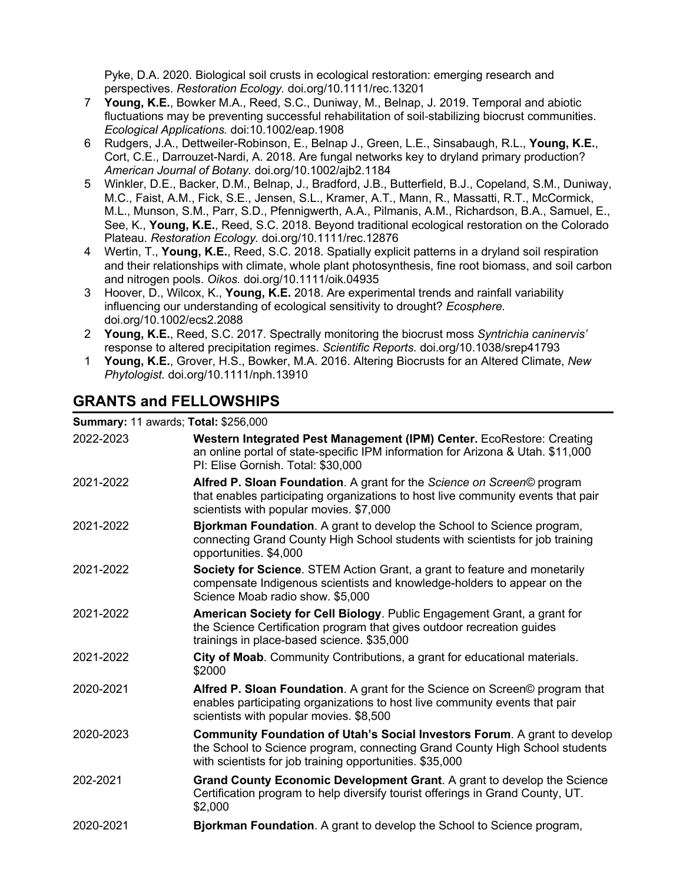Pyke, D.A. 2020. Biological soil crusts in ecological restoration: emerging research and perspectives. *Restoration Ecology.* doi.org/10.1111/rec.13201

7 **Young, K.E.**, Bowker M.A., Reed, S.C., Duniway, M., Belnap, J. 2019. Temporal and abiotic fluctuations may be preventing successful rehabilitation of soil-stabilizing biocrust communities. *Ecological Applications.* doi:10.1002/eap.1908

6 Rudgers, J.A., Dettweiler-Robinson, E., Belnap J., Green, L.E., Sinsabaugh, R.L., **Young, K.E.**, Cort, C.E., Darrouzet-Nardi, A. 2018. Are fungal networks key to dryland primary production? *American Journal of Botany.* doi.org/10.1002/ajb2.1184

5 Winkler, D.E., Backer, D.M., Belnap, J., Bradford, J.B., Butterfield, B.J., Copeland, S.M., Duniway, M.C., Faist, A.M., Fick, S.E., Jensen, S.L., Kramer, A.T., Mann, R., Massatti, R.T., McCormick, M.L., Munson, S.M., Parr, S.D., Pfennigwerth, A.A., Pilmanis, A.M., Richardson, B.A., Samuel, E., See, K., **Young, K.E.**, Reed, S.C. 2018. Beyond traditional ecological restoration on the Colorado Plateau. *Restoration Ecology.* doi.org/10.1111/rec.12876

4 Wertin, T., **Young, K.E.**, Reed, S.C. 2018. Spatially explicit patterns in a dryland soil respiration and their relationships with climate, whole plant photosynthesis, fine root biomass, and soil carbon and nitrogen pools. *Oikos.* doi.org/10.1111/oik.04935

3 Hoover, D., Wilcox, K., **Young, K.E.** 2018. Are experimental trends and rainfall variability influencing our understanding of ecological sensitivity to drought? *Ecosphere.* doi.org/10.1002/ecs2.2088

2 **Young, K.E.**, Reed, S.C. 2017. Spectrally monitoring the biocrust moss *Syntrichia caninervis'* response to altered precipitation regimes. *Scientific Reports.* doi.org/10.1038/srep41793

1 **Young, K.E.**, Grover, H.S., Bowker, M.A. 2016. Altering Biocrusts for an Altered Climate, *New Phytologist.* doi.org/10.1111/nph.13910

## GRANTS and FELLOWSHIPS

**Summary:** 11 awards; **Total:** $256,000

| | |
|---|---|
| 2022-2023 | **Western Integrated Pest Management (IPM) Center.** EcoRestore: Creating an online portal of state-specific IPM information for Arizona & Utah. $11,000 PI: Elise Gornish. Total: $30,000 |
| 2021-2022 | **Alfred P. Sloan Foundation**. A grant for the *Science on Screen©* program that enables participating organizations to host live community events that pair scientists with popular movies. $7,000 |
| 2021-2022 | **Bjorkman Foundation**. A grant to develop the School to Science program, connecting Grand County High School students with scientists for job training opportunities. $4,000 |
| 2021-2022 | **Society for Science**. STEM Action Grant, a grant to feature and monetarily compensate Indigenous scientists and knowledge-holders to appear on the Science Moab radio show. $5,000 |
| 2021-2022 | **American Society for Cell Biology**. Public Engagement Grant, a grant for the Science Certification program that gives outdoor recreation guides trainings in place-based science. $35,000 |
| 2021-2022 | **City of Moab**. Community Contributions, a grant for educational materials. $2000 |
| 2020-2021 | **Alfred P. Sloan Foundation**. A grant for the Science on Screen© program that enables participating organizations to host live community events that pair scientists with popular movies. $8,500 |
| 2020-2023 | **Community Foundation of Utah's Social Investors Forum**. A grant to develop the School to Science program, connecting Grand County High School students with scientists for job training opportunities. $35,000 |
| 202-2021 | **Grand County Economic Development Grant**. A grant to develop the Science Certification program to help diversify tourist offerings in Grand County, UT. $2,000 |
| 2020-2021 | **Bjorkman Foundation**. A grant to develop the School to Science program, |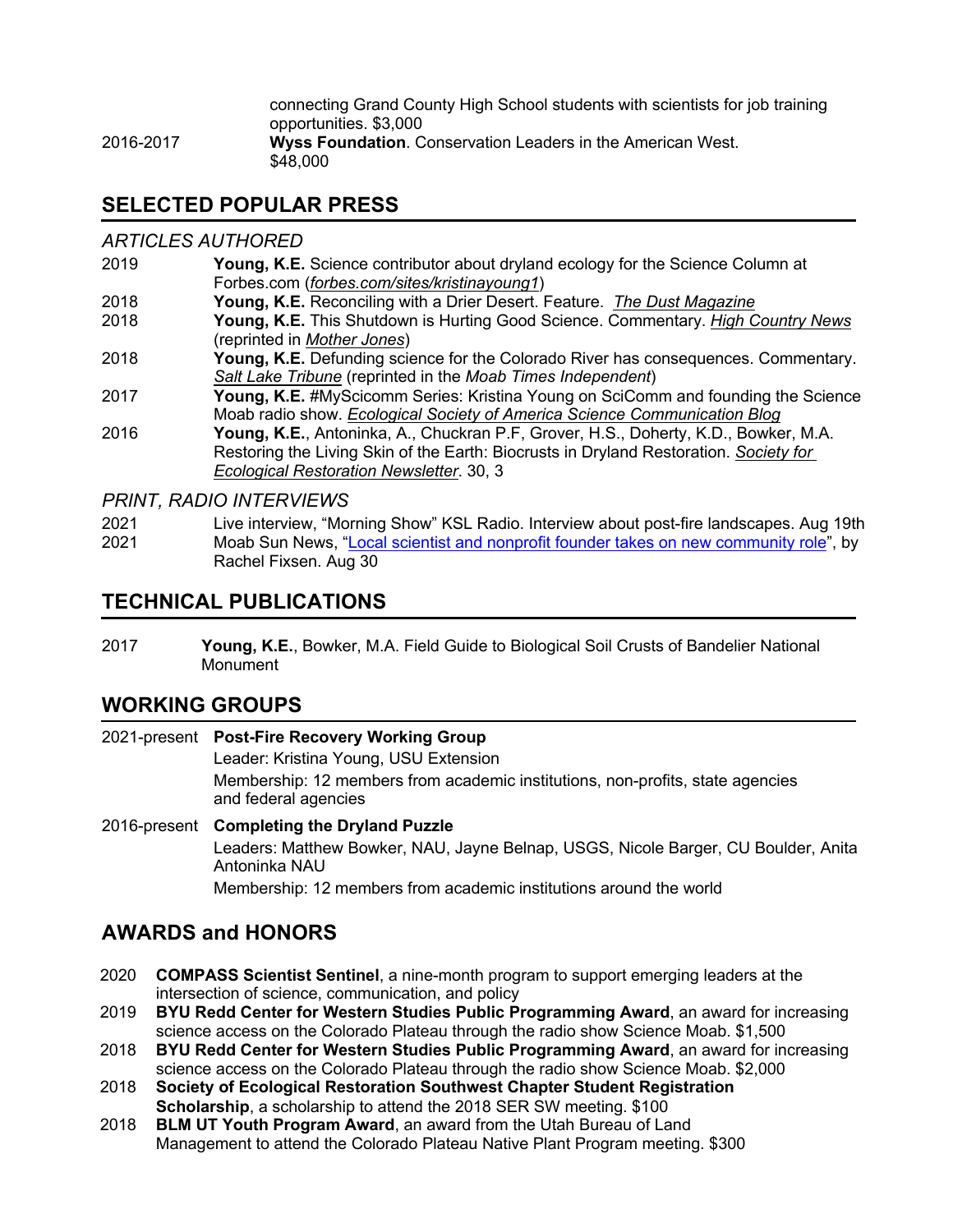connecting Grand County High School students with scientists for job training opportunities. $3,000

2016-2017 **Wyss Foundation**. Conservation Leaders in the American West. $48,000

## SELECTED POPULAR PRESS

### *ARTICLES AUTHORED*

2019 **Young, K.E.** Science contributor about dryland ecology for the Science Column at Forbes.com (*forbes.com/sites/kristinayoung1*)

2018 **Young, K.E.** Reconciling with a Drier Desert. Feature. *The Dust Magazine*

2018 **Young, K.E.** This Shutdown is Hurting Good Science. Commentary. *High Country News* (reprinted in *Mother Jones*)

2018 **Young, K.E.** Defunding science for the Colorado River has consequences. Commentary. *Salt Lake Tribune* (reprinted in the *Moab Times Independent*)

2017 **Young, K.E.** #MyScicomm Series: Kristina Young on SciComm and founding the Science Moab radio show. *Ecological Society of America Science Communication Blog*

2016 **Young, K.E.**, Antoninka, A., Chuckran P.F, Grover, H.S., Doherty, K.D., Bowker, M.A. Restoring the Living Skin of the Earth: Biocrusts in Dryland Restoration. *Society for Ecological Restoration Newsletter*. 30, 3

### *PRINT, RADIO INTERVIEWS*

2021 Live interview, "Morning Show" KSL Radio. Interview about post-fire landscapes. Aug 19th

2021 Moab Sun News, "Local scientist and nonprofit founder takes on new community role", by Rachel Fixsen. Aug 30

## TECHNICAL PUBLICATIONS

2017 **Young, K.E.**, Bowker, M.A. Field Guide to Biological Soil Crusts of Bandelier National Monument

## WORKING GROUPS

2021-present **Post-Fire Recovery Working Group**
Leader: Kristina Young, USU Extension
Membership: 12 members from academic institutions, non-profits, state agencies and federal agencies

2016-present **Completing the Dryland Puzzle**
Leaders: Matthew Bowker, NAU, Jayne Belnap, USGS, Nicole Barger, CU Boulder, Anita Antoninka NAU
Membership: 12 members from academic institutions around the world

## AWARDS and HONORS

2020 **COMPASS Scientist Sentinel**, a nine-month program to support emerging leaders at the intersection of science, communication, and policy

2019 **BYU Redd Center for Western Studies Public Programming Award**, an award for increasing science access on the Colorado Plateau through the radio show Science Moab. $1,500

2018 **BYU Redd Center for Western Studies Public Programming Award**, an award for increasing science access on the Colorado Plateau through the radio show Science Moab. $2,000

2018 **Society of Ecological Restoration Southwest Chapter Student Registration Scholarship**, a scholarship to attend the 2018 SER SW meeting. $100

2018 **BLM UT Youth Program Award**, an award from the Utah Bureau of Land Management to attend the Colorado Plateau Native Plant Program meeting. $300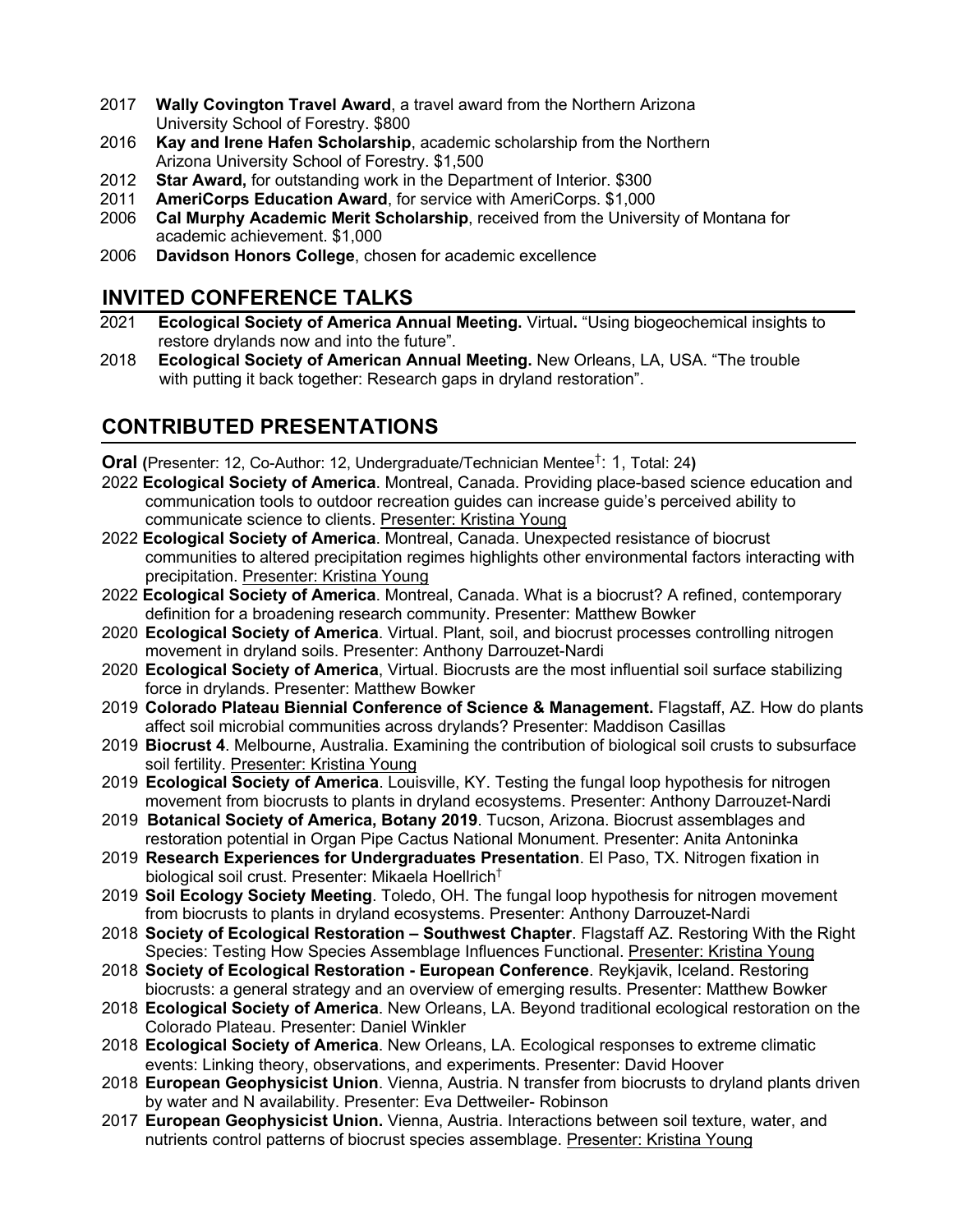- 2017 **Wally Covington Travel Award**, a travel award from the Northern Arizona University School of Forestry. $800
- 2016 **Kay and Irene Hafen Scholarship**, academic scholarship from the Northern Arizona University School of Forestry. $1,500
- 2012 **Star Award,** for outstanding work in the Department of Interior. $300
- 2011 **AmeriCorps Education Award**, for service with AmeriCorps. $1,000
- 2006 **Cal Murphy Academic Merit Scholarship**, received from the University of Montana for academic achievement. $1,000
- 2006 **Davidson Honors College**, chosen for academic excellence

## INVITED CONFERENCE TALKS

- 2021 **Ecological Society of America Annual Meeting.** Virtual**.** "Using biogeochemical insights to restore drylands now and into the future".
- 2018 **Ecological Society of American Annual Meeting.** New Orleans, LA, USA. "The trouble with putting it back together: Research gaps in dryland restoration".

## CONTRIBUTED PRESENTATIONS

**Oral (**Presenter: 12, Co-Author: 12, Undergraduate/Technician Mentee†: 1, Total: 24**)**

- 2022 **Ecological Society of America**. Montreal, Canada. Providing place-based science education and communication tools to outdoor recreation guides can increase guide's perceived ability to communicate science to clients. <u>Presenter: Kristina Young</u>
- 2022 **Ecological Society of America**. Montreal, Canada. Unexpected resistance of biocrust communities to altered precipitation regimes highlights other environmental factors interacting with precipitation. <u>Presenter: Kristina Young</u>
- 2022 **Ecological Society of America**. Montreal, Canada. What is a biocrust? A refined, contemporary definition for a broadening research community. Presenter: Matthew Bowker
- 2020 **Ecological Society of America**. Virtual. Plant, soil, and biocrust processes controlling nitrogen movement in dryland soils. Presenter: Anthony Darrouzet-Nardi
- 2020 **Ecological Society of America**, Virtual. Biocrusts are the most influential soil surface stabilizing force in drylands. Presenter: Matthew Bowker
- 2019 **Colorado Plateau Biennial Conference of Science & Management.** Flagstaff, AZ. How do plants affect soil microbial communities across drylands? Presenter: Maddison Casillas
- 2019 **Biocrust 4**. Melbourne, Australia. Examining the contribution of biological soil crusts to subsurface soil fertility. <u>Presenter: Kristina Young</u>
- 2019 **Ecological Society of America**. Louisville, KY. Testing the fungal loop hypothesis for nitrogen movement from biocrusts to plants in dryland ecosystems. Presenter: Anthony Darrouzet-Nardi
- 2019 **Botanical Society of America, Botany 2019**. Tucson, Arizona. Biocrust assemblages and restoration potential in Organ Pipe Cactus National Monument. Presenter: Anita Antoninka
- 2019 **Research Experiences for Undergraduates Presentation**. El Paso, TX. Nitrogen fixation in biological soil crust. Presenter: Mikaela Hoellrich†
- 2019 **Soil Ecology Society Meeting**. Toledo, OH. The fungal loop hypothesis for nitrogen movement from biocrusts to plants in dryland ecosystems. Presenter: Anthony Darrouzet-Nardi
- 2018 **Society of Ecological Restoration – Southwest Chapter**. Flagstaff AZ. Restoring With the Right Species: Testing How Species Assemblage Influences Functional. <u>Presenter: Kristina Young</u>
- 2018 **Society of Ecological Restoration - European Conference**. Reykjavik, Iceland. Restoring biocrusts: a general strategy and an overview of emerging results. Presenter: Matthew Bowker
- 2018 **Ecological Society of America**. New Orleans, LA. Beyond traditional ecological restoration on the Colorado Plateau. Presenter: Daniel Winkler
- 2018 **Ecological Society of America**. New Orleans, LA. Ecological responses to extreme climatic events: Linking theory, observations, and experiments. Presenter: David Hoover
- 2018 **European Geophysicist Union**. Vienna, Austria. N transfer from biocrusts to dryland plants driven by water and N availability. Presenter: Eva Dettweiler- Robinson
- 2017 **European Geophysicist Union.** Vienna, Austria. Interactions between soil texture, water, and nutrients control patterns of biocrust species assemblage. <u>Presenter: Kristina Young</u>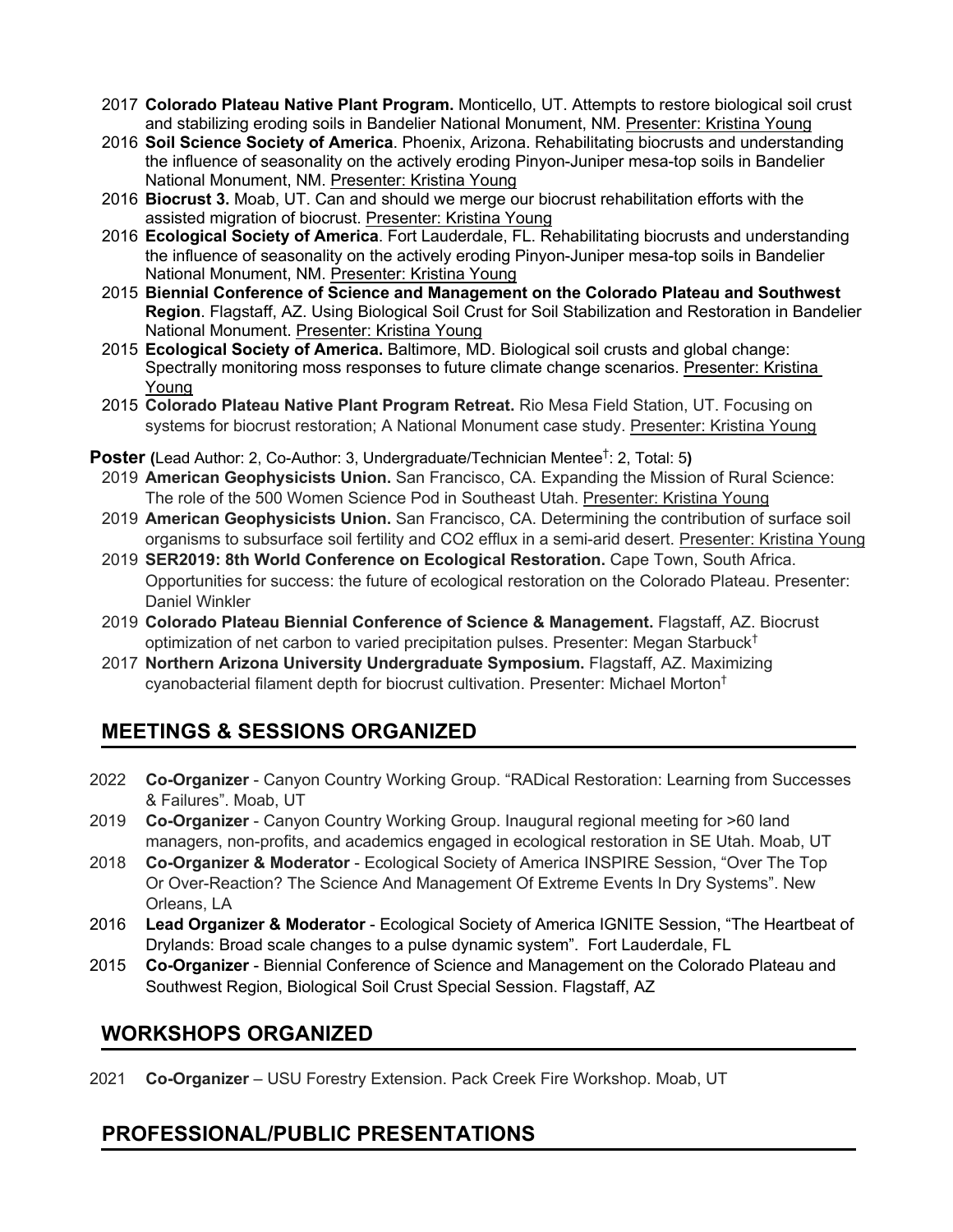- 2017 **Colorado Plateau Native Plant Program.** Monticello, UT. Attempts to restore biological soil crust and stabilizing eroding soils in Bandelier National Monument, NM. Presenter: Kristina Young
- 2016 **Soil Science Society of America**. Phoenix, Arizona. Rehabilitating biocrusts and understanding the influence of seasonality on the actively eroding Pinyon-Juniper mesa-top soils in Bandelier National Monument, NM. Presenter: Kristina Young
- 2016 **Biocrust 3.** Moab, UT. Can and should we merge our biocrust rehabilitation efforts with the assisted migration of biocrust. Presenter: Kristina Young
- 2016 **Ecological Society of America**. Fort Lauderdale, FL. Rehabilitating biocrusts and understanding the influence of seasonality on the actively eroding Pinyon-Juniper mesa-top soils in Bandelier National Monument, NM. Presenter: Kristina Young
- 2015 **Biennial Conference of Science and Management on the Colorado Plateau and Southwest Region**. Flagstaff, AZ. Using Biological Soil Crust for Soil Stabilization and Restoration in Bandelier National Monument. Presenter: Kristina Young
- 2015 **Ecological Society of America.** Baltimore, MD. Biological soil crusts and global change: Spectrally monitoring moss responses to future climate change scenarios. Presenter: Kristina Young
- 2015 **Colorado Plateau Native Plant Program Retreat.** Rio Mesa Field Station, UT. Focusing on systems for biocrust restoration; A National Monument case study. Presenter: Kristina Young

**Poster (**Lead Author: 2, Co-Author: 3, Undergraduate/Technician Mentee†: 2, Total: 5**)**

- 2019 **American Geophysicists Union.** San Francisco, CA. Expanding the Mission of Rural Science: The role of the 500 Women Science Pod in Southeast Utah. Presenter: Kristina Young
- 2019 **American Geophysicists Union.** San Francisco, CA. Determining the contribution of surface soil organisms to subsurface soil fertility and CO2 efflux in a semi-arid desert. Presenter: Kristina Young
- 2019 **SER2019: 8th World Conference on Ecological Restoration.** Cape Town, South Africa. Opportunities for success: the future of ecological restoration on the Colorado Plateau. Presenter: Daniel Winkler
- 2019 **Colorado Plateau Biennial Conference of Science & Management.** Flagstaff, AZ. Biocrust optimization of net carbon to varied precipitation pulses. Presenter: Megan Starbuck†
- 2017 **Northern Arizona University Undergraduate Symposium.** Flagstaff, AZ. Maximizing cyanobacterial filament depth for biocrust cultivation. Presenter: Michael Morton†

## MEETINGS & SESSIONS ORGANIZED

- 2022 **Co-Organizer** - Canyon Country Working Group. "RADical Restoration: Learning from Successes & Failures". Moab, UT
- 2019 **Co-Organizer** - Canyon Country Working Group. Inaugural regional meeting for >60 land managers, non-profits, and academics engaged in ecological restoration in SE Utah. Moab, UT
- 2018 **Co-Organizer & Moderator** - Ecological Society of America INSPIRE Session, "Over The Top Or Over-Reaction? The Science And Management Of Extreme Events In Dry Systems". New Orleans, LA
- 2016 **Lead Organizer & Moderator** - Ecological Society of America IGNITE Session, "The Heartbeat of Drylands: Broad scale changes to a pulse dynamic system". Fort Lauderdale, FL
- 2015 **Co-Organizer** - Biennial Conference of Science and Management on the Colorado Plateau and Southwest Region, Biological Soil Crust Special Session. Flagstaff, AZ

## WORKSHOPS ORGANIZED

- 2021 **Co-Organizer** – USU Forestry Extension. Pack Creek Fire Workshop. Moab, UT

## PROFESSIONAL/PUBLIC PRESENTATIONS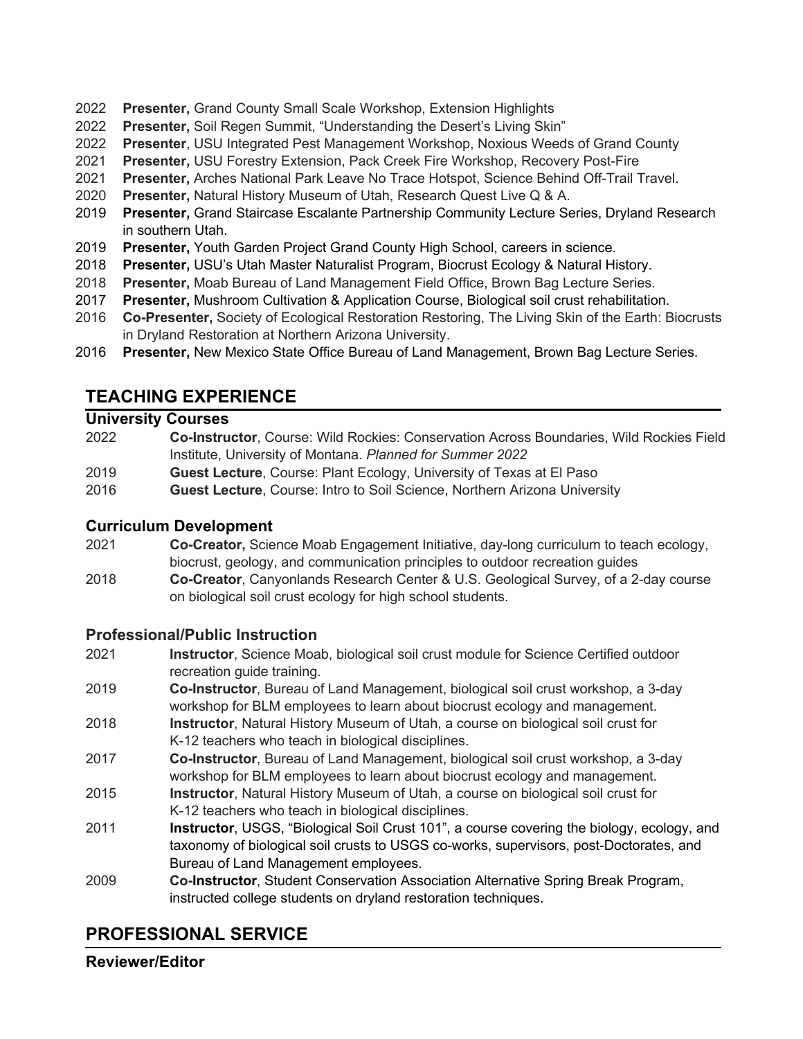- 2022 **Presenter,** Grand County Small Scale Workshop, Extension Highlights
- 2022 **Presenter,** Soil Regen Summit, "Understanding the Desert's Living Skin"
- 2022 **Presenter**, USU Integrated Pest Management Workshop, Noxious Weeds of Grand County
- 2021 **Presenter,** USU Forestry Extension, Pack Creek Fire Workshop, Recovery Post-Fire
- 2021 **Presenter,** Arches National Park Leave No Trace Hotspot, Science Behind Off-Trail Travel.
- 2020 **Presenter,** Natural History Museum of Utah, Research Quest Live Q & A.
- 2019 **Presenter,** Grand Staircase Escalante Partnership Community Lecture Series, Dryland Research in southern Utah.
- 2019 **Presenter,** Youth Garden Project Grand County High School, careers in science.
- 2018 **Presenter,** USU's Utah Master Naturalist Program, Biocrust Ecology & Natural History.
- 2018 **Presenter,** Moab Bureau of Land Management Field Office, Brown Bag Lecture Series.
- 2017 **Presenter,** Mushroom Cultivation & Application Course, Biological soil crust rehabilitation.
- 2016 **Co-Presenter,** Society of Ecological Restoration Restoring, The Living Skin of the Earth: Biocrusts in Dryland Restoration at Northern Arizona University.
- 2016 **Presenter,** New Mexico State Office Bureau of Land Management, Brown Bag Lecture Series.

## TEACHING EXPERIENCE

### University Courses

- 2022 **Co-Instructor**, Course: Wild Rockies: Conservation Across Boundaries, Wild Rockies Field Institute, University of Montana. *Planned for Summer 2022*
- 2019 **Guest Lecture**, Course: Plant Ecology, University of Texas at El Paso
- 2016 **Guest Lecture**, Course: Intro to Soil Science, Northern Arizona University

### Curriculum Development

- 2021 **Co-Creator,** Science Moab Engagement Initiative, day-long curriculum to teach ecology, biocrust, geology, and communication principles to outdoor recreation guides
- 2018 **Co-Creator**, Canyonlands Research Center & U.S. Geological Survey, of a 2-day course on biological soil crust ecology for high school students.

### Professional/Public Instruction

- 2021 **Instructor**, Science Moab, biological soil crust module for Science Certified outdoor recreation guide training.
- 2019 **Co-Instructor**, Bureau of Land Management, biological soil crust workshop, a 3-day workshop for BLM employees to learn about biocrust ecology and management.
- 2018 **Instructor**, Natural History Museum of Utah, a course on biological soil crust for K-12 teachers who teach in biological disciplines.
- 2017 **Co-Instructor**, Bureau of Land Management, biological soil crust workshop, a 3-day workshop for BLM employees to learn about biocrust ecology and management.
- 2015 **Instructor**, Natural History Museum of Utah, a course on biological soil crust for K-12 teachers who teach in biological disciplines.
- 2011 **Instructor**, USGS, "Biological Soil Crust 101", a course covering the biology, ecology, and taxonomy of biological soil crusts to USGS co-works, supervisors, post-Doctorates, and Bureau of Land Management employees.
- 2009 **Co-Instructor**, Student Conservation Association Alternative Spring Break Program, instructed college students on dryland restoration techniques.

## PROFESSIONAL SERVICE

### Reviewer/Editor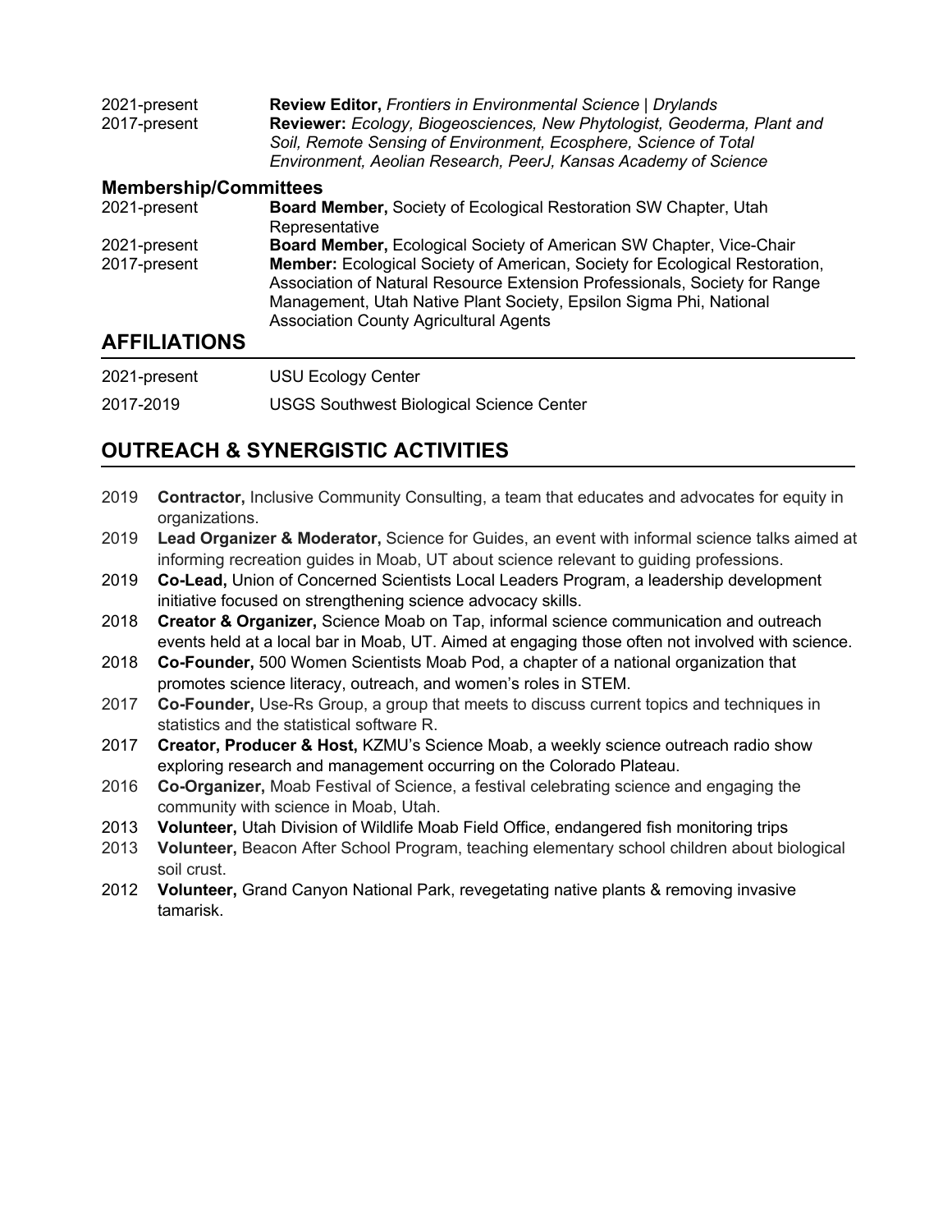2021-present **Review Editor,** *Frontiers in Environmental Science | Drylands*

2017-present **Reviewer:** *Ecology, Biogeosciences, New Phytologist, Geoderma, Plant and Soil, Remote Sensing of Environment, Ecosphere, Science of Total Environment, Aeolian Research, PeerJ, Kansas Academy of Science*

### Membership/Committees

2021-present **Board Member,** Society of Ecological Restoration SW Chapter, Utah Representative

2021-present **Board Member,** Ecological Society of American SW Chapter, Vice-Chair

2017-present **Member:** Ecological Society of American, Society for Ecological Restoration, Association of Natural Resource Extension Professionals, Society for Range Management, Utah Native Plant Society, Epsilon Sigma Phi, National Association County Agricultural Agents

## AFFILIATIONS

2021-present USU Ecology Center

2017-2019 USGS Southwest Biological Science Center

## OUTREACH & SYNERGISTIC ACTIVITIES

- 2019 **Contractor,** Inclusive Community Consulting, a team that educates and advocates for equity in organizations.
- 2019 **Lead Organizer & Moderator,** Science for Guides, an event with informal science talks aimed at informing recreation guides in Moab, UT about science relevant to guiding professions.
- 2019 **Co-Lead,** Union of Concerned Scientists Local Leaders Program, a leadership development initiative focused on strengthening science advocacy skills.
- 2018 **Creator & Organizer,** Science Moab on Tap, informal science communication and outreach events held at a local bar in Moab, UT. Aimed at engaging those often not involved with science.
- 2018 **Co-Founder,** 500 Women Scientists Moab Pod, a chapter of a national organization that promotes science literacy, outreach, and women's roles in STEM.
- 2017 **Co-Founder,** Use-Rs Group, a group that meets to discuss current topics and techniques in statistics and the statistical software R.
- 2017 **Creator, Producer & Host,** KZMU's Science Moab, a weekly science outreach radio show exploring research and management occurring on the Colorado Plateau.
- 2016 **Co-Organizer,** Moab Festival of Science, a festival celebrating science and engaging the community with science in Moab, Utah.
- 2013 **Volunteer,** Utah Division of Wildlife Moab Field Office, endangered fish monitoring trips
- 2013 **Volunteer,** Beacon After School Program, teaching elementary school children about biological soil crust.
- 2012 **Volunteer,** Grand Canyon National Park, revegetating native plants & removing invasive tamarisk.